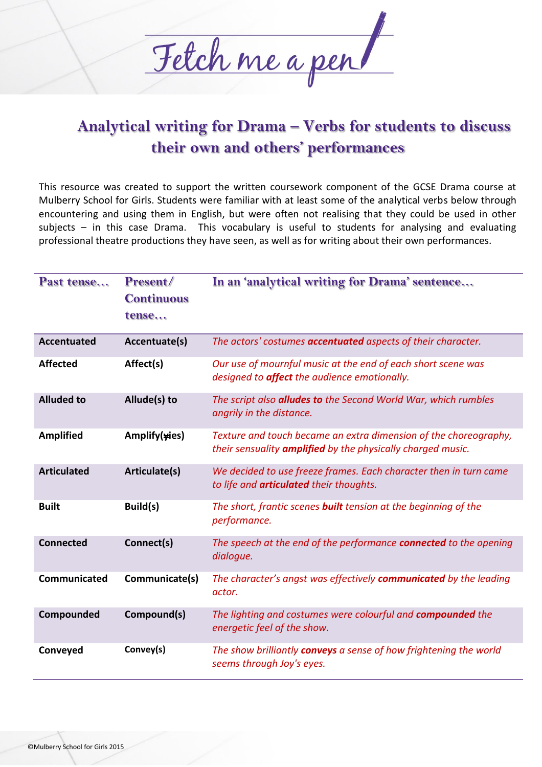Fetch me a pen

# Analytical writing for Drama – Verbs for students to discuss their own and others' performances

This resource was created to support the written coursework component of the GCSE Drama course at Mulberry School for Girls. Students were familiar with at least some of the analytical verbs below through encountering and using them in English, but were often not realising that they could be used in other subjects – in this case Drama. This vocabulary is useful to students for analysing and evaluating professional theatre productions they have seen, as well as for writing about their own performances.

| Past tense… | Present/ Continuous tense… | In an 'analytical writing for Drama' sentence… |
|---|---|---|
| **Accentuated** | **Accentuate(s)** | *The actors' costumes **accentuated** aspects of their character.* |
| **Affected** | **Affect(s)** | *Our use of mournful music at the end of each short scene was designed to **affect** the audience emotionally.* |
| **Alluded to** | **Allude(s) to** | *The script also **alludes to** the Second World War, which rumbles angrily in the distance.* |
| **Amplified** | **Amplify(y̶ies)** | *Texture and touch became an extra dimension of the choreography, their sensuality **amplified** by the physically charged music.* |
| **Articulated** | **Articulate(s)** | *We decided to use freeze frames. Each character then in turn came to life and **articulated** their thoughts.* |
| **Built** | **Build(s)** | *The short, frantic scenes **built** tension at the beginning of the performance.* |
| **Connected** | **Connect(s)** | *The speech at the end of the performance **connected** to the opening dialogue.* |
| **Communicated** | **Communicate(s)** | *The character's angst was effectively **communicated** by the leading actor.* |
| **Compounded** | **Compound(s)** | *The lighting and costumes were colourful and **compounded** the energetic feel of the show.* |
| **Conveyed** | **Convey(s)** | *The show brilliantly **conveys** a sense of how frightening the world seems through Joy's eyes.* |

©Mulberry School for Girls 2015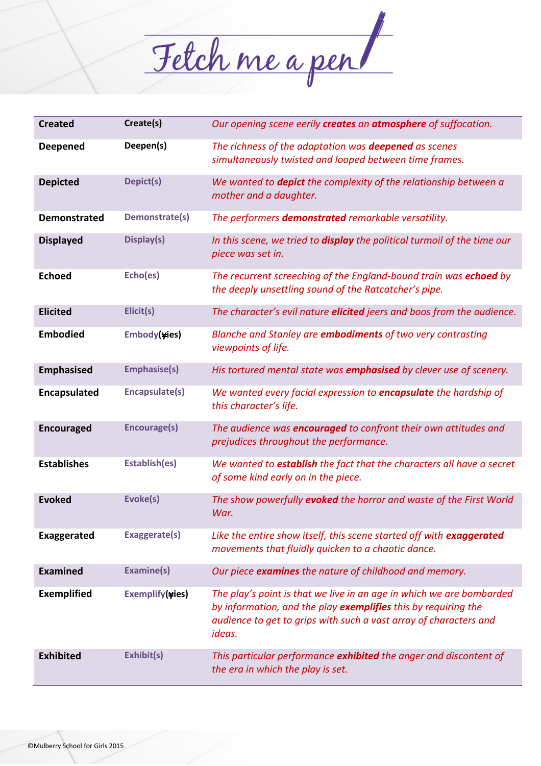# Fetch me a pen

| | | |
|---|---|---|
| **Created** | Create(s) | *Our opening scene eerily **creates** an **atmosphere** of suffocation.* |
| **Deepened** | Deepen(s) | *The richness of the adaptation was **deepened** as scenes simultaneously twisted and looped between time frames.* |
| **Depicted** | Depict(s) | *We wanted to **depict** the complexity of the relationship between a mother and a daughter.* |
| **Demonstrated** | Demonstrate(s) | *The performers **demonstrated** remarkable versatility.* |
| **Displayed** | Display(s) | *In this scene, we tried to **display** the political turmoil of the time our piece was set in.* |
| **Echoed** | Echo(es) | *The recurrent screeching of the England-bound train was **echoed** by the deeply unsettling sound of the Ratcatcher's pipe.* |
| **Elicited** | Elicit(s) | *The character's evil nature **elicited** jeers and boos from the audience.* |
| **Embodied** | Embody(y-ies) | *Blanche and Stanley are **embodiments** of two very contrasting viewpoints of life.* |
| **Emphasised** | Emphasise(s) | *His tortured mental state was **emphasised** by clever use of scenery.* |
| **Encapsulated** | Encapsulate(s) | *We wanted every facial expression to **encapsulate** the hardship of this character's life.* |
| **Encouraged** | Encourage(s) | *The audience was **encouraged** to confront their own attitudes and prejudices throughout the performance.* |
| **Establishes** | Establish(es) | *We wanted to **establish** the fact that the characters all have a secret of some kind early on in the piece.* |
| **Evoked** | Evoke(s) | *The show powerfully **evoked** the horror and waste of the First World War.* |
| **Exaggerated** | Exaggerate(s) | *Like the entire show itself, this scene started off with **exaggerated** movements that fluidly quicken to a chaotic dance.* |
| **Examined** | Examine(s) | *Our piece **examines** the nature of childhood and memory.* |
| **Exemplified** | Exemplify(y-ies) | *The play's point is that we live in an age in which we are bombarded by information, and the play **exemplifies** this by requiring the audience to get to grips with such a vast array of characters and ideas.* |
| **Exhibited** | Exhibit(s) | *This particular performance **exhibited** the anger and discontent of the era in which the play is set.* |

©Mulberry School for Girls 2015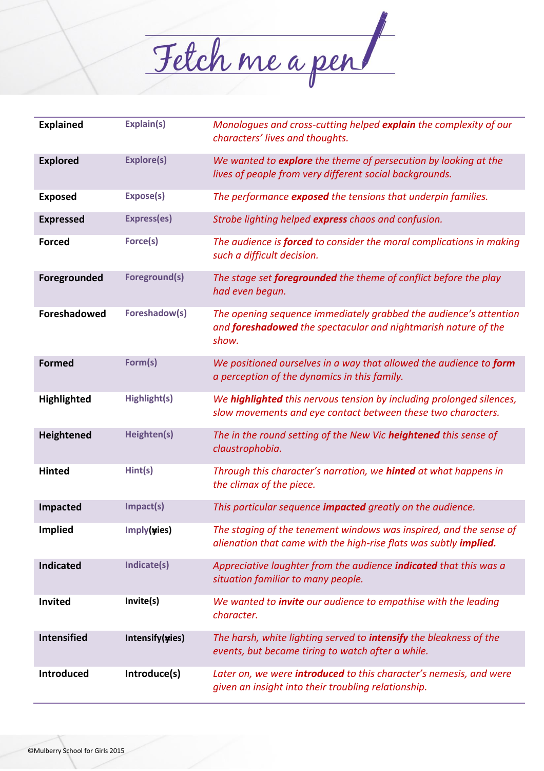# Fetch me a pen

| | | |
|---|---|---|
| **Explained** | **Explain(s)** | *Monologues and cross-cutting helped **explain** the complexity of our characters' lives and thoughts.* |
| **Explored** | **Explore(s)** | *We wanted to **explore** the theme of persecution by looking at the lives of people from very different social backgrounds.* |
| **Exposed** | **Expose(s)** | *The performance **exposed** the tensions that underpin families.* |
| **Expressed** | **Express(es)** | *Strobe lighting helped **express** chaos and confusion.* |
| **Forced** | **Force(s)** | *The audience is **forced** to consider the moral complications in making such a difficult decision.* |
| **Foregrounded** | **Foreground(s)** | *The stage set **foregrounded** the theme of conflict before the play had even begun.* |
| **Foreshadowed** | **Foreshadow(s)** | *The opening sequence immediately grabbed the audience's attention and **foreshadowed** the spectacular and nightmarish nature of the show.* |
| **Formed** | **Form(s)** | *We positioned ourselves in a way that allowed the audience to **form** a perception of the dynamics in this family.* |
| **Highlighted** | **Highlight(s)** | *We **highlighted** this nervous tension by including prolonged silences, slow movements and eye contact between these two characters.* |
| **Heightened** | **Heighten(s)** | *The in the round setting of the New Vic **heightened** this sense of claustrophobia.* |
| **Hinted** | **Hint(s)** | *Through this character's narration, we **hinted** at what happens in the climax of the piece.* |
| **Impacted** | **Impact(s)** | *This particular sequence **impacted** greatly on the audience.* |
| **Implied** | **Imply(~~y~~ies)** | *The staging of the tenement windows was inspired, and the sense of alienation that came with the high-rise flats was subtly **implied.*** |
| **Indicated** | **Indicate(s)** | *Appreciative laughter from the audience **indicated** that this was a situation familiar to many people.* |
| **Invited** | **Invite(s)** | *We wanted to **invite** our audience to empathise with the leading character.* |
| **Intensified** | **Intensify(~~y~~ies)** | *The harsh, white lighting served to **intensify** the bleakness of the events, but became tiring to watch after a while.* |
| **Introduced** | **Introduce(s)** | *Later on, we were **introduced** to this character's nemesis, and were given an insight into their troubling relationship.* |

©Mulberry School for Girls 2015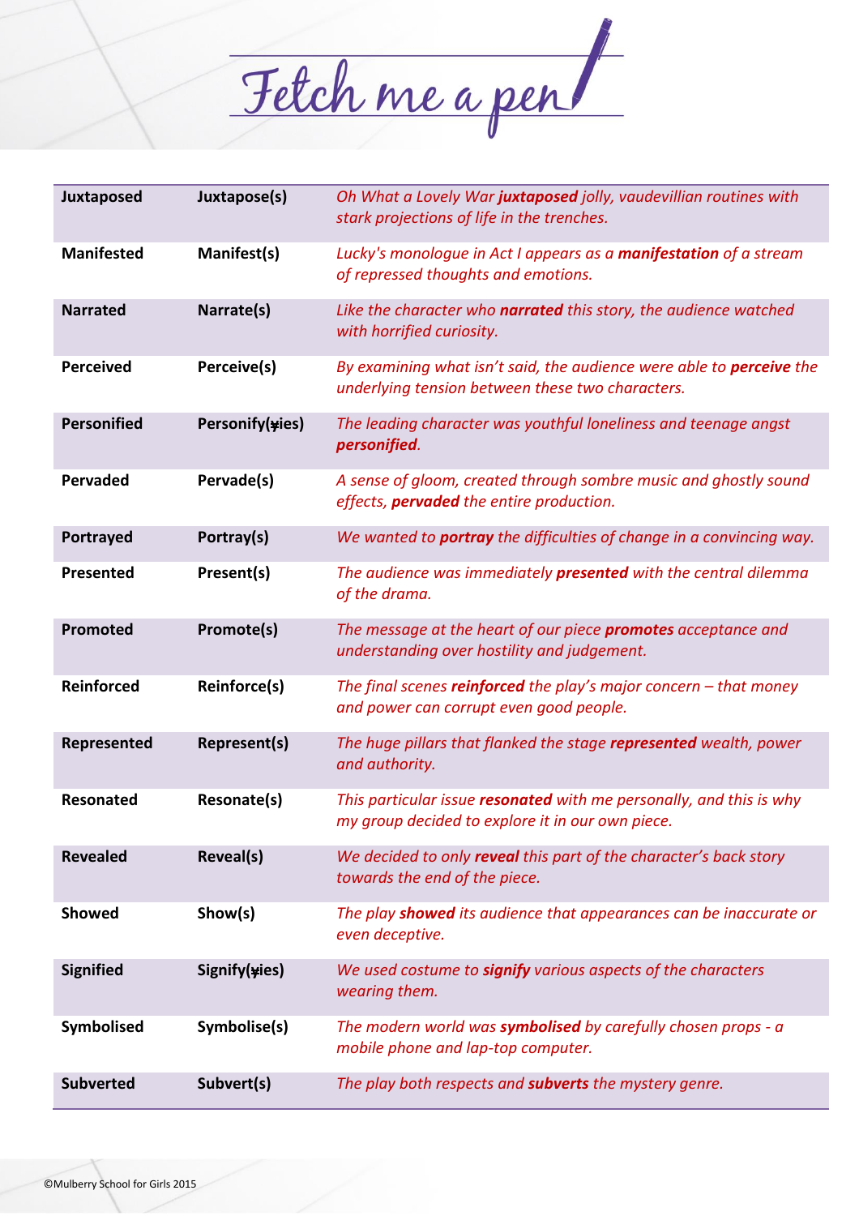# Fetch me a pen

| | | |
|---|---|---|
| **Juxtaposed** | **Juxtapose(s)** | *Oh What a Lovely War* ***juxtaposed*** *jolly, vaudevillian routines with stark projections of life in the trenches.* |
| **Manifested** | **Manifest(s)** | *Lucky's monologue in Act I appears as a* ***manifestation*** *of a stream of repressed thoughts and emotions.* |
| **Narrated** | **Narrate(s)** | *Like the character who* ***narrated*** *this story, the audience watched with horrified curiosity.* |
| **Perceived** | **Perceive(s)** | *By examining what isn't said, the audience were able to* ***perceive*** *the underlying tension between these two characters.* |
| **Personified** | **Personify(~~y~~ies)** | *The leading character was youthful loneliness and teenage angst* ***personified****.* |
| **Pervaded** | **Pervade(s)** | *A sense of gloom, created through sombre music and ghostly sound effects,* ***pervaded*** *the entire production.* |
| **Portrayed** | **Portray(s)** | *We wanted to* ***portray*** *the difficulties of change in a convincing way.* |
| **Presented** | **Present(s)** | *The audience was immediately* ***presented*** *with the central dilemma of the drama.* |
| **Promoted** | **Promote(s)** | *The message at the heart of our piece* ***promotes*** *acceptance and understanding over hostility and judgement.* |
| **Reinforced** | **Reinforce(s)** | *The final scenes* ***reinforced*** *the play's major concern – that money and power can corrupt even good people.* |
| **Represented** | **Represent(s)** | *The huge pillars that flanked the stage* ***represented*** *wealth, power and authority.* |
| **Resonated** | **Resonate(s)** | *This particular issue* ***resonated*** *with me personally, and this is why my group decided to explore it in our own piece.* |
| **Revealed** | **Reveal(s)** | *We decided to only* ***reveal*** *this part of the character's back story towards the end of the piece.* |
| **Showed** | **Show(s)** | *The play* ***showed*** *its audience that appearances can be inaccurate or even deceptive.* |
| **Signified** | **Signify(~~y~~ies)** | *We used costume to* ***signify*** *various aspects of the characters wearing them.* |
| **Symbolised** | **Symbolise(s)** | *The modern world was* ***symbolised*** *by carefully chosen props - a mobile phone and lap-top computer.* |
| **Subverted** | **Subvert(s)** | *The play both respects and* ***subverts*** *the mystery genre.* |

©Mulberry School for Girls 2015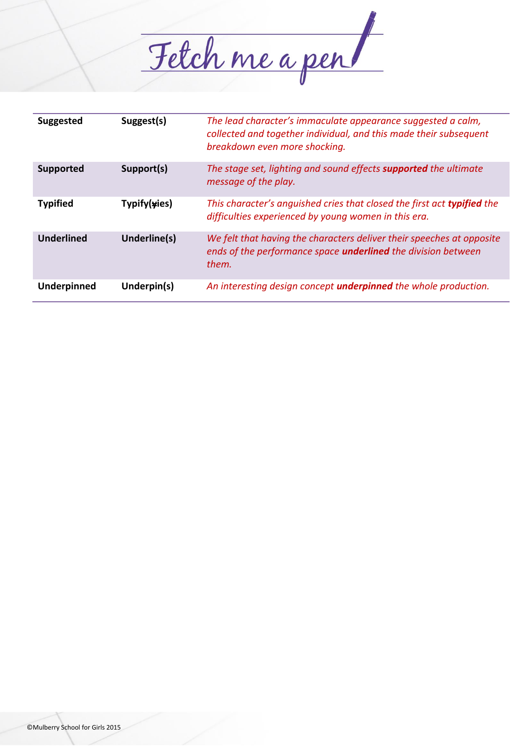| | | |
|---|---|---|
| **Suggested** | **Suggest(s)** | *The lead character's immaculate appearance suggested a calm, collected and together individual, and this made their subsequent breakdown even more shocking.* |
| **Supported** | **Support(s)** | *The stage set, lighting and sound effects **supported** the ultimate message of the play.* |
| **Typified** | **Typify(~~y~~ies)** | *This character's anguished cries that closed the first act **typified** the difficulties experienced by young women in this era.* |
| **Underlined** | **Underline(s)** | *We felt that having the characters deliver their speeches at opposite ends of the performance space **underlined** the division between them.* |
| **Underpinned** | **Underpin(s)** | *An interesting design concept **underpinned** the whole production.* |